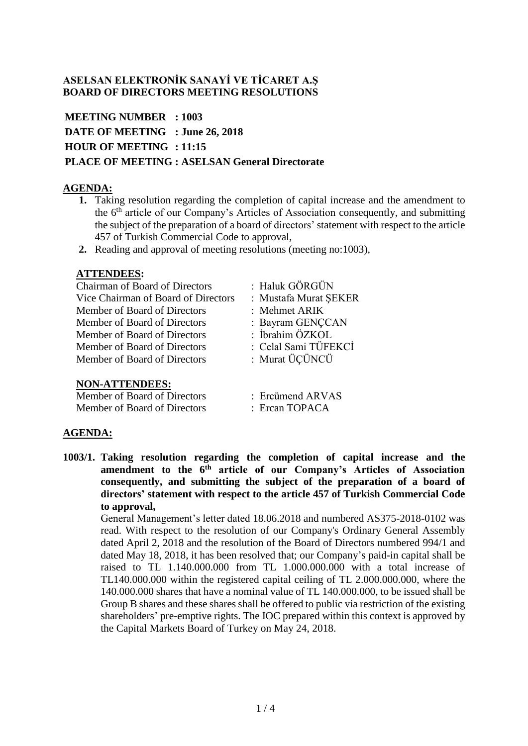**ASELSAN ELEKTRONİK SANAYİ VE TİCARET A.Ş**
**BOARD OF DIRECTORS MEETING RESOLUTIONS**

**MEETING NUMBER : 1003**
**DATE OF MEETING : June 26, 2018**
**HOUR OF MEETING : 11:15**
**PLACE OF MEETING : ASELSAN General Directorate**

## AGENDA:

1. Taking resolution regarding the completion of capital increase and the amendment to the 6th article of our Company's Articles of Association consequently, and submitting the subject of the preparation of a board of directors' statement with respect to the article 457 of Turkish Commercial Code to approval,
2. Reading and approval of meeting resolutions (meeting no:1003),

### ATTENDEES:

| | |
|---|---|
| Chairman of Board of Directors | : Haluk GÖRGÜN |
| Vice Chairman of Board of Directors | : Mustafa Murat ŞEKER |
| Member of Board of Directors | : Mehmet ARIK |
| Member of Board of Directors | : Bayram GENÇCAN |
| Member of Board of Directors | : İbrahim ÖZKOL |
| Member of Board of Directors | : Celal Sami TÜFEKCİ |
| Member of Board of Directors | : Murat ÜÇÜNCÜ |

### NON-ATTENDEES:

| | |
|---|---|
| Member of Board of Directors | : Ercümend ARVAS |
| Member of Board of Directors | : Ercan TOPACA |

## AGENDA:

**1003/1. Taking resolution regarding the completion of capital increase and the amendment to the 6th article of our Company's Articles of Association consequently, and submitting the subject of the preparation of a board of directors' statement with respect to the article 457 of Turkish Commercial Code to approval,**

General Management's letter dated 18.06.2018 and numbered AS375-2018-0102 was read. With respect to the resolution of our Company's Ordinary General Assembly dated April 2, 2018 and the resolution of the Board of Directors numbered 994/1 and dated May 18, 2018, it has been resolved that; our Company's paid-in capital shall be raised to TL 1.140.000.000 from TL 1.000.000.000 with a total increase of TL140.000.000 within the registered capital ceiling of TL 2.000.000.000, where the 140.000.000 shares that have a nominal value of TL 140.000.000, to be issued shall be Group B shares and these shares shall be offered to public via restriction of the existing shareholders' pre-emptive rights. The IOC prepared within this context is approved by the Capital Markets Board of Turkey on May 24, 2018.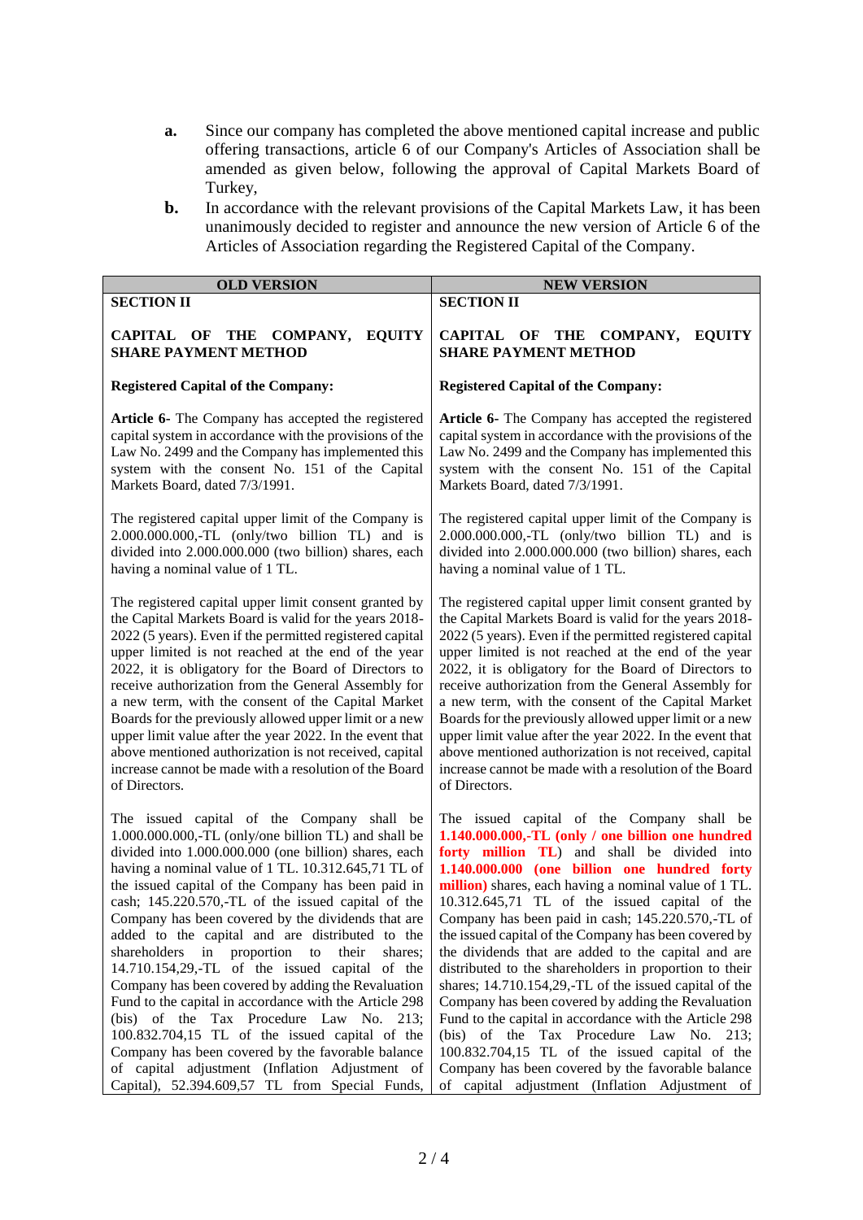**a.** Since our company has completed the above mentioned capital increase and public offering transactions, article 6 of our Company's Articles of Association shall be amended as given below, following the approval of Capital Markets Board of Turkey,

**b.** In accordance with the relevant provisions of the Capital Markets Law, it has been unanimously decided to register and announce the new version of Article 6 of the Articles of Association regarding the Registered Capital of the Company.

| OLD VERSION | NEW VERSION |
|---|---|
| **SECTION II** | **SECTION II** |
| **CAPITAL OF THE COMPANY, EQUITY SHARE PAYMENT METHOD** | **CAPITAL OF THE COMPANY, EQUITY SHARE PAYMENT METHOD** |
| **Registered Capital of the Company:** | **Registered Capital of the Company:** |
| **Article 6**- The Company has accepted the registered capital system in accordance with the provisions of the Law No. 2499 and the Company has implemented this system with the consent No. 151 of the Capital Markets Board, dated 7/3/1991. | **Article 6**- The Company has accepted the registered capital system in accordance with the provisions of the Law No. 2499 and the Company has implemented this system with the consent No. 151 of the Capital Markets Board, dated 7/3/1991. |
| The registered capital upper limit of the Company is 2.000.000.000,-TL (only/two billion TL) and is divided into 2.000.000.000 (two billion) shares, each having a nominal value of 1 TL. | The registered capital upper limit of the Company is 2.000.000.000,-TL (only/two billion TL) and is divided into 2.000.000.000 (two billion) shares, each having a nominal value of 1 TL. |
| The registered capital upper limit consent granted by the Capital Markets Board is valid for the years 2018-2022 (5 years). Even if the permitted registered capital upper limited is not reached at the end of the year 2022, it is obligatory for the Board of Directors to receive authorization from the General Assembly for a new term, with the consent of the Capital Market Boards for the previously allowed upper limit or a new upper limit value after the year 2022. In the event that above mentioned authorization is not received, capital increase cannot be made with a resolution of the Board of Directors. | The registered capital upper limit consent granted by the Capital Markets Board is valid for the years 2018-2022 (5 years). Even if the permitted registered capital upper limited is not reached at the end of the year 2022, it is obligatory for the Board of Directors to receive authorization from the General Assembly for a new term, with the consent of the Capital Market Boards for the previously allowed upper limit or a new upper limit value after the year 2022. In the event that above mentioned authorization is not received, capital increase cannot be made with a resolution of the Board of Directors. |
| The issued capital of the Company shall be 1.000.000.000,-TL (only/one billion TL) and shall be divided into 1.000.000.000 (one billion) shares, each having a nominal value of 1 TL. 10.312.645,71 TL of the issued capital of the Company has been paid in cash; 145.220.570,-TL of the issued capital of the Company has been covered by the dividends that are added to the capital and are distributed to the shareholders in proportion to their shares; 14.710.154,29,-TL of the issued capital of the Company has been covered by adding the Revaluation Fund to the capital in accordance with the Article 298 (bis) of the Tax Procedure Law No. 213; 100.832.704,15 TL of the issued capital of the Company has been covered by the favorable balance of capital adjustment (Inflation Adjustment of Capital), 52.394.609,57 TL from Special Funds, | The issued capital of the Company shall be **1.140.000.000,-TL (only / one billion one hundred forty million TL)** and shall be divided into **1.140.000.000 (one billion one hundred forty million)** shares, each having a nominal value of 1 TL. 10.312.645,71 TL of the issued capital of the Company has been paid in cash; 145.220.570,-TL of the issued capital of the Company has been covered by the dividends that are added to the capital and are distributed to the shareholders in proportion to their shares; 14.710.154,29,-TL of the issued capital of the Company has been covered by adding the Revaluation Fund to the capital in accordance with the Article 298 (bis) of the Tax Procedure Law No. 213; 100.832.704,15 TL of the issued capital of the Company has been covered by the favorable balance of capital adjustment (Inflation Adjustment of |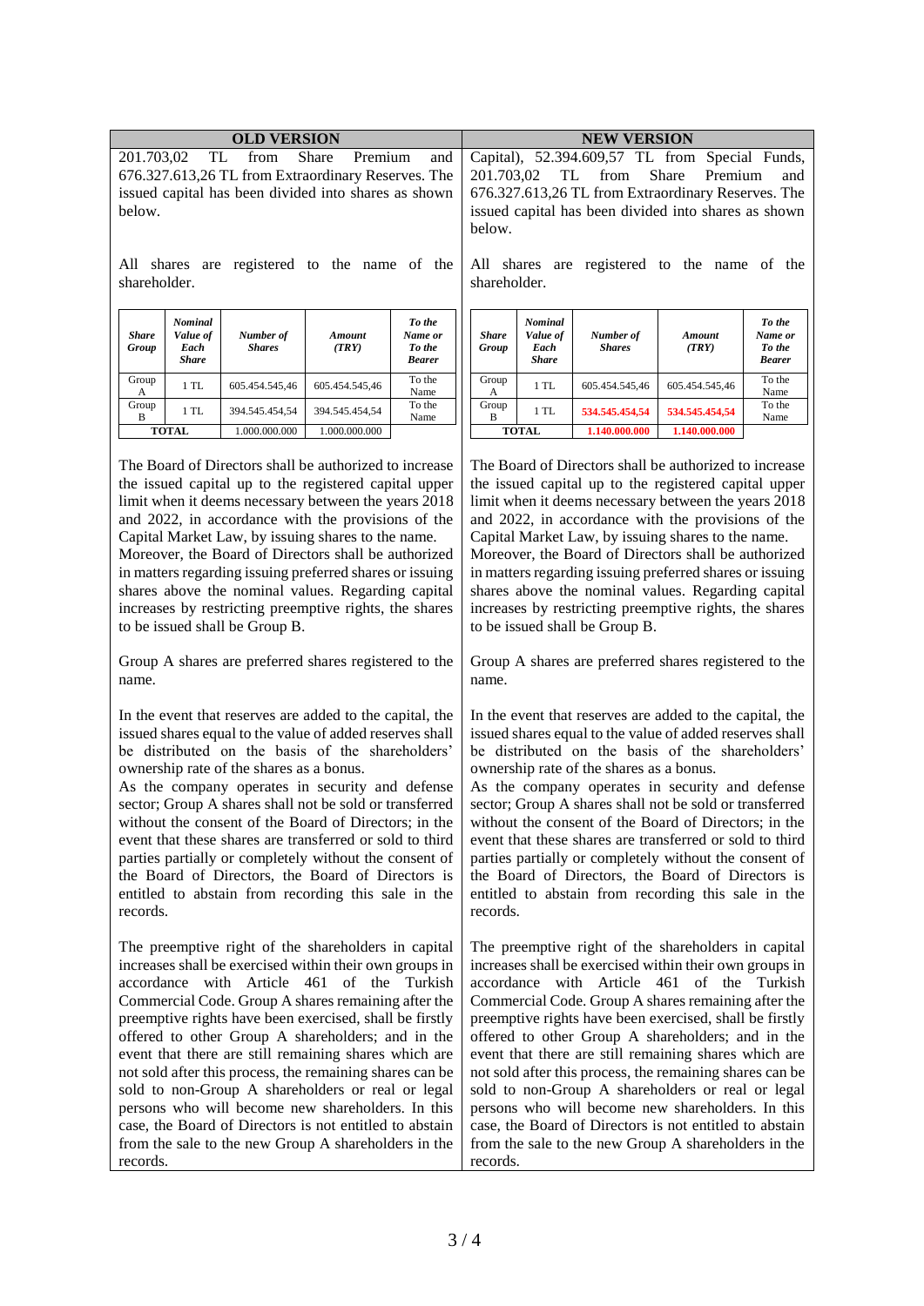| OLD VERSION | NEW VERSION |
|---|---|
| 201.703,02 TL from Share Premium and 676.327.613,26 TL from Extraordinary Reserves. The issued capital has been divided into shares as shown below.<br><br>All shares are registered to the name of the shareholder. | Capital), 52.394.609,57 TL from Special Funds, 201.703,02 TL from Share Premium and 676.327.613,26 TL from Extraordinary Reserves. The issued capital has been divided into shares as shown below.<br><br>All shares are registered to the name of the shareholder. |

**OLD VERSION**

| *Share Group* | *Nominal Value of Each Share* | *Number of Shares* | *Amount (TRY)* | *To the Name or To the Bearer* |
|---|---|---|---|---|
| Group A | 1 TL | 605.454.545,46 | 605.454.545,46 | To the Name |
| Group B | 1 TL | 394.545.454,54 | 394.545.454,54 | To the Name |
| **TOTAL** | | 1.000.000.000 | 1.000.000.000 | |

**NEW VERSION**

| *Share Group* | *Nominal Value of Each Share* | *Number of Shares* | *Amount (TRY)* | *To the Name or To the Bearer* |
|---|---|---|---|---|
| Group A | 1 TL | 605.454.545,46 | 605.454.545,46 | To the Name |
| Group B | 1 TL | **534.545.454,54** | **534.545.454,54** | To the Name |
| **TOTAL** | | **1.140.000.000** | **1.140.000.000** | |

| OLD VERSION | NEW VERSION |
|---|---|
| The Board of Directors shall be authorized to increase the issued capital up to the registered capital upper limit when it deems necessary between the years 2018 and 2022, in accordance with the provisions of the Capital Market Law, by issuing shares to the name. Moreover, the Board of Directors shall be authorized in matters regarding issuing preferred shares or issuing shares above the nominal values. Regarding capital increases by restricting preemptive rights, the shares to be issued shall be Group B.<br><br>Group A shares are preferred shares registered to the name.<br><br>In the event that reserves are added to the capital, the issued shares equal to the value of added reserves shall be distributed on the basis of the shareholders' ownership rate of the shares as a bonus.<br>As the company operates in security and defense sector; Group A shares shall not be sold or transferred without the consent of the Board of Directors; in the event that these shares are transferred or sold to third parties partially or completely without the consent of the Board of Directors, the Board of Directors is entitled to abstain from recording this sale in the records.<br><br>The preemptive right of the shareholders in capital increases shall be exercised within their own groups in accordance with Article 461 of the Turkish Commercial Code. Group A shares remaining after the preemptive rights have been exercised, shall be firstly offered to other Group A shareholders; and in the event that there are still remaining shares which are not sold after this process, the remaining shares can be sold to non-Group A shareholders or real or legal persons who will become new shareholders. In this case, the Board of Directors is not entitled to abstain from the sale to the new Group A shareholders in the records. | The Board of Directors shall be authorized to increase the issued capital up to the registered capital upper limit when it deems necessary between the years 2018 and 2022, in accordance with the provisions of the Capital Market Law, by issuing shares to the name. Moreover, the Board of Directors shall be authorized in matters regarding issuing preferred shares or issuing shares above the nominal values. Regarding capital increases by restricting preemptive rights, the shares to be issued shall be Group B.<br><br>Group A shares are preferred shares registered to the name.<br><br>In the event that reserves are added to the capital, the issued shares equal to the value of added reserves shall be distributed on the basis of the shareholders' ownership rate of the shares as a bonus.<br>As the company operates in security and defense sector; Group A shares shall not be sold or transferred without the consent of the Board of Directors; in the event that these shares are transferred or sold to third parties partially or completely without the consent of the Board of Directors, the Board of Directors is entitled to abstain from recording this sale in the records.<br><br>The preemptive right of the shareholders in capital increases shall be exercised within their own groups in accordance with Article 461 of the Turkish Commercial Code. Group A shares remaining after the preemptive rights have been exercised, shall be firstly offered to other Group A shareholders; and in the event that there are still remaining shares which are not sold after this process, the remaining shares can be sold to non-Group A shareholders or real or legal persons who will become new shareholders. In this case, the Board of Directors is not entitled to abstain from the sale to the new Group A shareholders in the records. |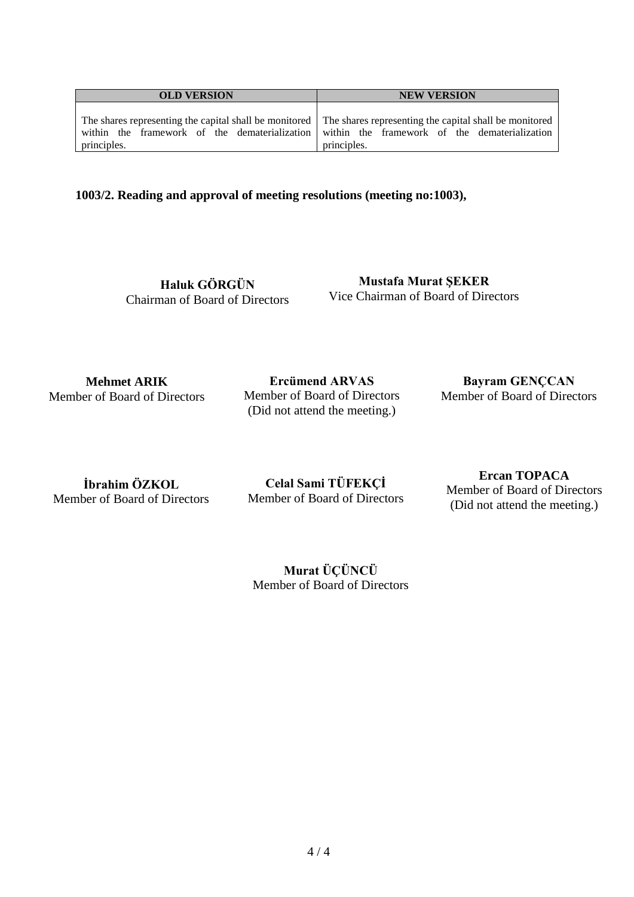| OLD VERSION | NEW VERSION |
|---|---|
| The shares representing the capital shall be monitored within the framework of the dematerialization principles. | The shares representing the capital shall be monitored within the framework of the dematerialization principles. |

**1003/2. Reading and approval of meeting resolutions (meeting no:1003),**

**Haluk GÖRGÜN**
Chairman of Board of Directors

**Mustafa Murat ŞEKER**
Vice Chairman of Board of Directors

**Mehmet ARIK**
Member of Board of Directors

**Ercümend ARVAS**
Member of Board of Directors
(Did not attend the meeting.)

**Bayram GENÇCAN**
Member of Board of Directors

**İbrahim ÖZKOL**
Member of Board of Directors

**Celal Sami TÜFEKÇİ**
Member of Board of Directors

**Ercan TOPACA**
Member of Board of Directors
(Did not attend the meeting.)

**Murat ÜÇÜNCÜ**
Member of Board of Directors